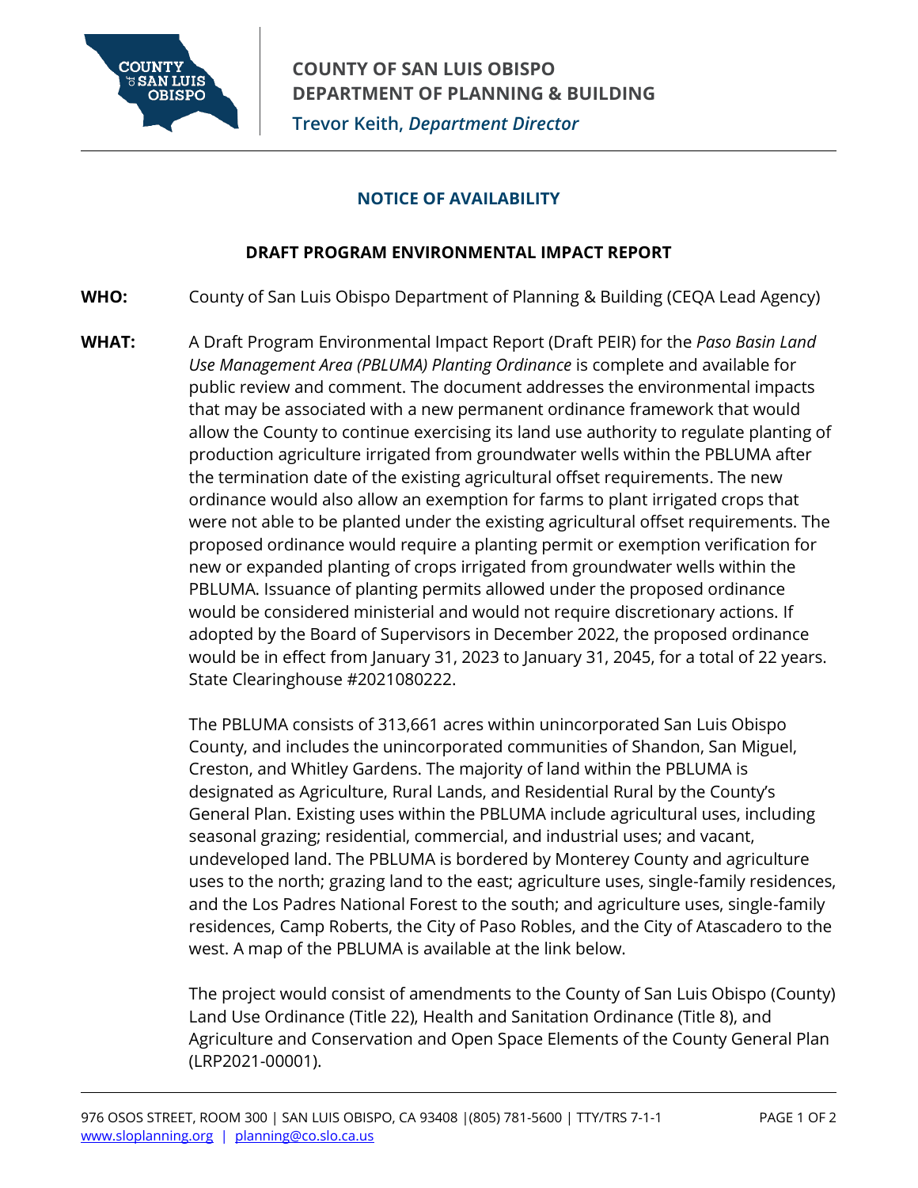**COUNTY OF SAN LUIS OBISPO**
**DEPARTMENT OF PLANNING & BUILDING**
**Trevor Keith,** ***Department Director***

## NOTICE OF AVAILABILITY

### DRAFT PROGRAM ENVIRONMENTAL IMPACT REPORT

**WHO:** County of San Luis Obispo Department of Planning & Building (CEQA Lead Agency)

**WHAT:** A Draft Program Environmental Impact Report (Draft PEIR) for the *Paso Basin Land Use Management Area (PBLUMA) Planting Ordinance* is complete and available for public review and comment. The document addresses the environmental impacts that may be associated with a new permanent ordinance framework that would allow the County to continue exercising its land use authority to regulate planting of production agriculture irrigated from groundwater wells within the PBLUMA after the termination date of the existing agricultural offset requirements. The new ordinance would also allow an exemption for farms to plant irrigated crops that were not able to be planted under the existing agricultural offset requirements. The proposed ordinance would require a planting permit or exemption verification for new or expanded planting of crops irrigated from groundwater wells within the PBLUMA. Issuance of planting permits allowed under the proposed ordinance would be considered ministerial and would not require discretionary actions. If adopted by the Board of Supervisors in December 2022, the proposed ordinance would be in effect from January 31, 2023 to January 31, 2045, for a total of 22 years. State Clearinghouse #2021080222.

The PBLUMA consists of 313,661 acres within unincorporated San Luis Obispo County, and includes the unincorporated communities of Shandon, San Miguel, Creston, and Whitley Gardens. The majority of land within the PBLUMA is designated as Agriculture, Rural Lands, and Residential Rural by the County's General Plan. Existing uses within the PBLUMA include agricultural uses, including seasonal grazing; residential, commercial, and industrial uses; and vacant, undeveloped land. The PBLUMA is bordered by Monterey County and agriculture uses to the north; grazing land to the east; agriculture uses, single-family residences, and the Los Padres National Forest to the south; and agriculture uses, single-family residences, Camp Roberts, the City of Paso Robles, and the City of Atascadero to the west. A map of the PBLUMA is available at the link below.

The project would consist of amendments to the County of San Luis Obispo (County) Land Use Ordinance (Title 22), Health and Sanitation Ordinance (Title 8), and Agriculture and Conservation and Open Space Elements of the County General Plan (LRP2021-00001).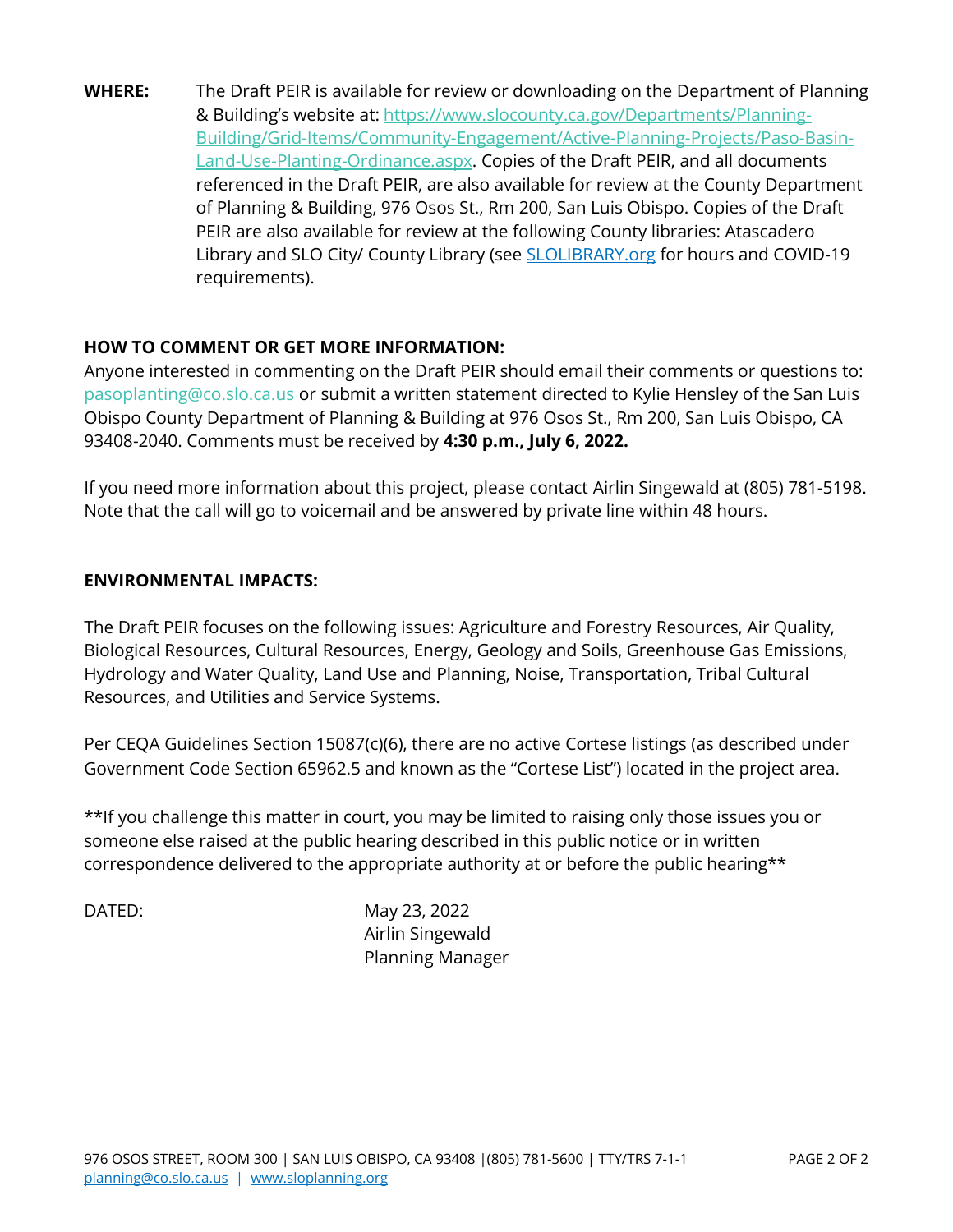**WHERE:** The Draft PEIR is available for review or downloading on the Department of Planning & Building's website at: [https://www.slocounty.ca.gov/Departments/Planning-Building/Grid-Items/Community-Engagement/Active-Planning-Projects/Paso-Basin-Land-Use-Planting-Ordinance.aspx](https://www.slocounty.ca.gov/Departments/Planning-Building/Grid-Items/Community-Engagement/Active-Planning-Projects/Paso-Basin-Land-Use-Planting-Ordinance.aspx). Copies of the Draft PEIR, and all documents referenced in the Draft PEIR, are also available for review at the County Department of Planning & Building, 976 Osos St., Rm 200, San Luis Obispo. Copies of the Draft PEIR are also available for review at the following County libraries: Atascadero Library and SLO City/ County Library (see [SLOLIBRARY.org](SLOLIBRARY.org) for hours and COVID-19 requirements).

**HOW TO COMMENT OR GET MORE INFORMATION:**

Anyone interested in commenting on the Draft PEIR should email their comments or questions to: [pasoplanting@co.slo.ca.us](mailto:pasoplanting@co.slo.ca.us) or submit a written statement directed to Kylie Hensley of the San Luis Obispo County Department of Planning & Building at 976 Osos St., Rm 200, San Luis Obispo, CA 93408-2040. Comments must be received by **4:30 p.m., July 6, 2022.**

If you need more information about this project, please contact Airlin Singewald at (805) 781-5198. Note that the call will go to voicemail and be answered by private line within 48 hours.

**ENVIRONMENTAL IMPACTS:**

The Draft PEIR focuses on the following issues: Agriculture and Forestry Resources, Air Quality, Biological Resources, Cultural Resources, Energy, Geology and Soils, Greenhouse Gas Emissions, Hydrology and Water Quality, Land Use and Planning, Noise, Transportation, Tribal Cultural Resources, and Utilities and Service Systems.

Per CEQA Guidelines Section 15087(c)(6), there are no active Cortese listings (as described under Government Code Section 65962.5 and known as the "Cortese List") located in the project area.

**If you challenge this matter in court, you may be limited to raising only those issues you or someone else raised at the public hearing described in this public notice or in written correspondence delivered to the appropriate authority at or before the public hearing**

DATED: May 23, 2022
Airlin Singewald
Planning Manager

976 OSOS STREET, ROOM 300 | SAN LUIS OBISPO, CA 93408 | (805) 781-5600 | TTY/TRS 7-1-1
[planning@co.slo.ca.us](mailto:planning@co.slo.ca.us) | [www.sloplanning.org](http://www.sloplanning.org)